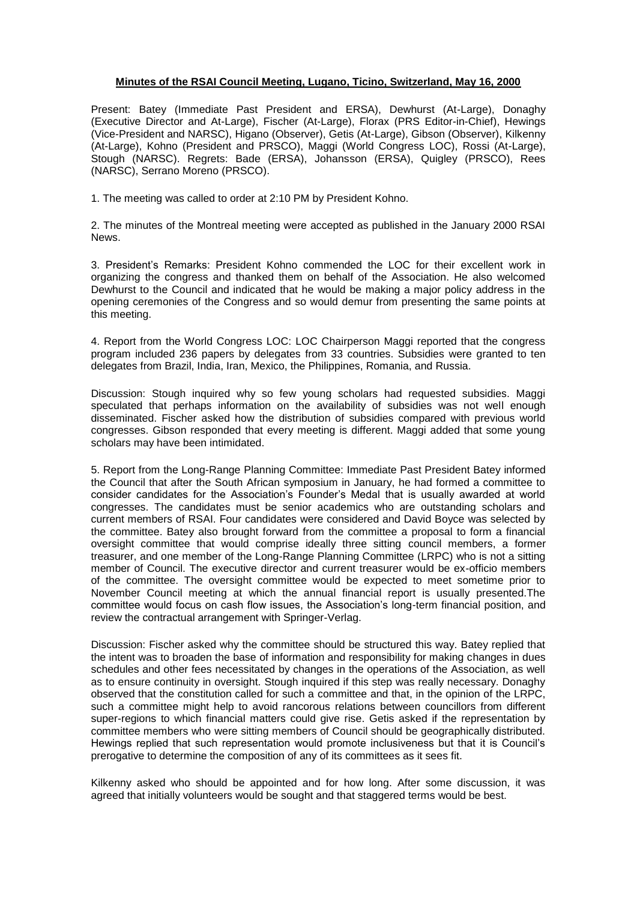**Minutes of the RSAI Council Meeting, Lugano, Ticino, Switzerland, May 16, 2000**

Present: Batey (Immediate Past President and ERSA), Dewhurst (At-Large), Donaghy (Executive Director and At-Large), Fischer (At-Large), Florax (PRS Editor-in-Chief), Hewings (Vice-President and NARSC), Higano (Observer), Getis (At-Large), Gibson (Observer), Kilkenny (At-Large), Kohno (President and PRSCO), Maggi (World Congress LOC), Rossi (At-Large), Stough (NARSC). Regrets: Bade (ERSA), Johansson (ERSA), Quigley (PRSCO), Rees (NARSC), Serrano Moreno (PRSCO).

1. The meeting was called to order at 2:10 PM by President Kohno.

2. The minutes of the Montreal meeting were accepted as published in the January 2000 RSAI News.

3. President's Remarks: President Kohno commended the LOC for their excellent work in organizing the congress and thanked them on behalf of the Association. He also welcomed Dewhurst to the Council and indicated that he would be making a major policy address in the opening ceremonies of the Congress and so would demur from presenting the same points at this meeting.

4. Report from the World Congress LOC: LOC Chairperson Maggi reported that the congress program included 236 papers by delegates from 33 countries. Subsidies were granted to ten delegates from Brazil, India, Iran, Mexico, the Philippines, Romania, and Russia.

Discussion: Stough inquired why so few young scholars had requested subsidies. Maggi speculated that perhaps information on the availability of subsidies was not well enough disseminated. Fischer asked how the distribution of subsidies compared with previous world congresses. Gibson responded that every meeting is different. Maggi added that some young scholars may have been intimidated.

5. Report from the Long-Range Planning Committee: Immediate Past President Batey informed the Council that after the South African symposium in January, he had formed a committee to consider candidates for the Association's Founder's Medal that is usually awarded at world congresses. The candidates must be senior academics who are outstanding scholars and current members of RSAI. Four candidates were considered and David Boyce was selected by the committee. Batey also brought forward from the committee a proposal to form a financial oversight committee that would comprise ideally three sitting council members, a former treasurer, and one member of the Long-Range Planning Committee (LRPC) who is not a sitting member of Council. The executive director and current treasurer would be ex-officio members of the committee. The oversight committee would be expected to meet sometime prior to November Council meeting at which the annual financial report is usually presented.The committee would focus on cash flow issues, the Association's long-term financial position, and review the contractual arrangement with Springer-Verlag.

Discussion: Fischer asked why the committee should be structured this way. Batey replied that the intent was to broaden the base of information and responsibility for making changes in dues schedules and other fees necessitated by changes in the operations of the Association, as well as to ensure continuity in oversight. Stough inquired if this step was really necessary. Donaghy observed that the constitution called for such a committee and that, in the opinion of the LRPC, such a committee might help to avoid rancorous relations between councillors from different super-regions to which financial matters could give rise. Getis asked if the representation by committee members who were sitting members of Council should be geographically distributed. Hewings replied that such representation would promote inclusiveness but that it is Council's prerogative to determine the composition of any of its committees as it sees fit.

Kilkenny asked who should be appointed and for how long. After some discussion, it was agreed that initially volunteers would be sought and that staggered terms would be best.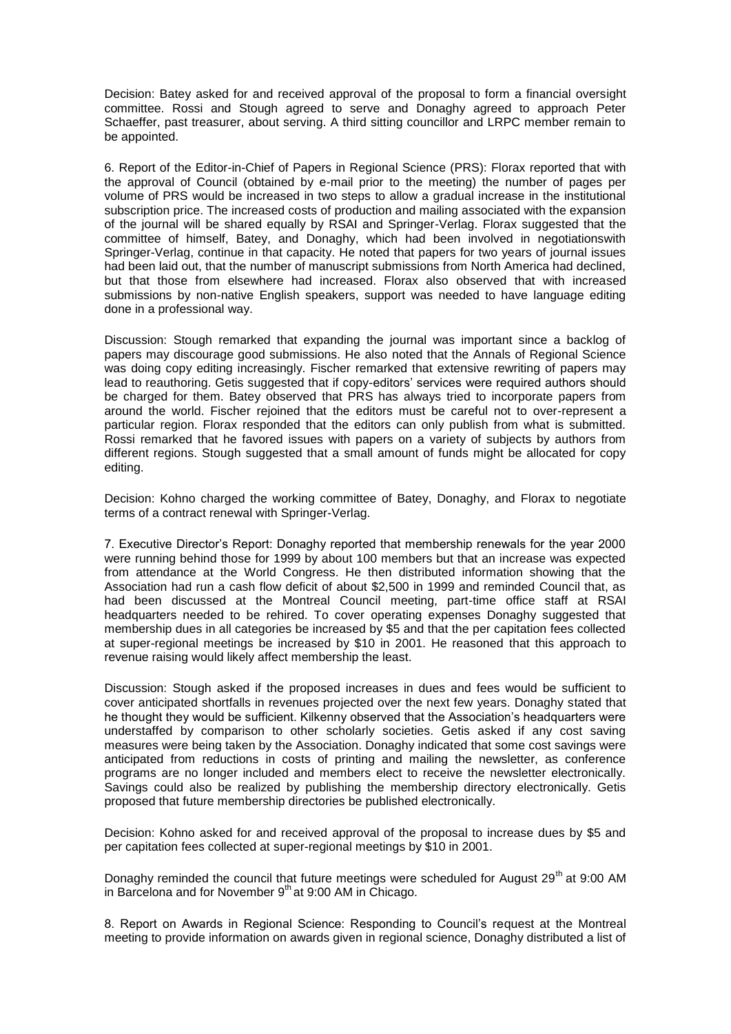Decision: Batey asked for and received approval of the proposal to form a financial oversight committee. Rossi and Stough agreed to serve and Donaghy agreed to approach Peter Schaeffer, past treasurer, about serving. A third sitting councillor and LRPC member remain to be appointed.

6. Report of the Editor-in-Chief of Papers in Regional Science (PRS): Florax reported that with the approval of Council (obtained by e-mail prior to the meeting) the number of pages per volume of PRS would be increased in two steps to allow a gradual increase in the institutional subscription price. The increased costs of production and mailing associated with the expansion of the journal will be shared equally by RSAI and Springer-Verlag. Florax suggested that the committee of himself, Batey, and Donaghy, which had been involved in negotiationswith Springer-Verlag, continue in that capacity. He noted that papers for two years of journal issues had been laid out, that the number of manuscript submissions from North America had declined, but that those from elsewhere had increased. Florax also observed that with increased submissions by non-native English speakers, support was needed to have language editing done in a professional way.

Discussion: Stough remarked that expanding the journal was important since a backlog of papers may discourage good submissions. He also noted that the Annals of Regional Science was doing copy editing increasingly. Fischer remarked that extensive rewriting of papers may lead to reauthoring. Getis suggested that if copy-editors' services were required authors should be charged for them. Batey observed that PRS has always tried to incorporate papers from around the world. Fischer rejoined that the editors must be careful not to over-represent a particular region. Florax responded that the editors can only publish from what is submitted. Rossi remarked that he favored issues with papers on a variety of subjects by authors from different regions. Stough suggested that a small amount of funds might be allocated for copy editing.

Decision: Kohno charged the working committee of Batey, Donaghy, and Florax to negotiate terms of a contract renewal with Springer-Verlag.

7. Executive Director's Report: Donaghy reported that membership renewals for the year 2000 were running behind those for 1999 by about 100 members but that an increase was expected from attendance at the World Congress. He then distributed information showing that the Association had run a cash flow deficit of about $2,500 in 1999 and reminded Council that, as had been discussed at the Montreal Council meeting, part-time office staff at RSAI headquarters needed to be rehired. To cover operating expenses Donaghy suggested that membership dues in all categories be increased by $5 and that the per capitation fees collected at super-regional meetings be increased by $10 in 2001. He reasoned that this approach to revenue raising would likely affect membership the least.

Discussion: Stough asked if the proposed increases in dues and fees would be sufficient to cover anticipated shortfalls in revenues projected over the next few years. Donaghy stated that he thought they would be sufficient. Kilkenny observed that the Association's headquarters were understaffed by comparison to other scholarly societies. Getis asked if any cost saving measures were being taken by the Association. Donaghy indicated that some cost savings were anticipated from reductions in costs of printing and mailing the newsletter, as conference programs are no longer included and members elect to receive the newsletter electronically. Savings could also be realized by publishing the membership directory electronically. Getis proposed that future membership directories be published electronically.

Decision: Kohno asked for and received approval of the proposal to increase dues by $5 and per capitation fees collected at super-regional meetings by $10 in 2001.

Donaghy reminded the council that future meetings were scheduled for August 29th at 9:00 AM in Barcelona and for November 9th at 9:00 AM in Chicago.

8. Report on Awards in Regional Science: Responding to Council's request at the Montreal meeting to provide information on awards given in regional science, Donaghy distributed a list of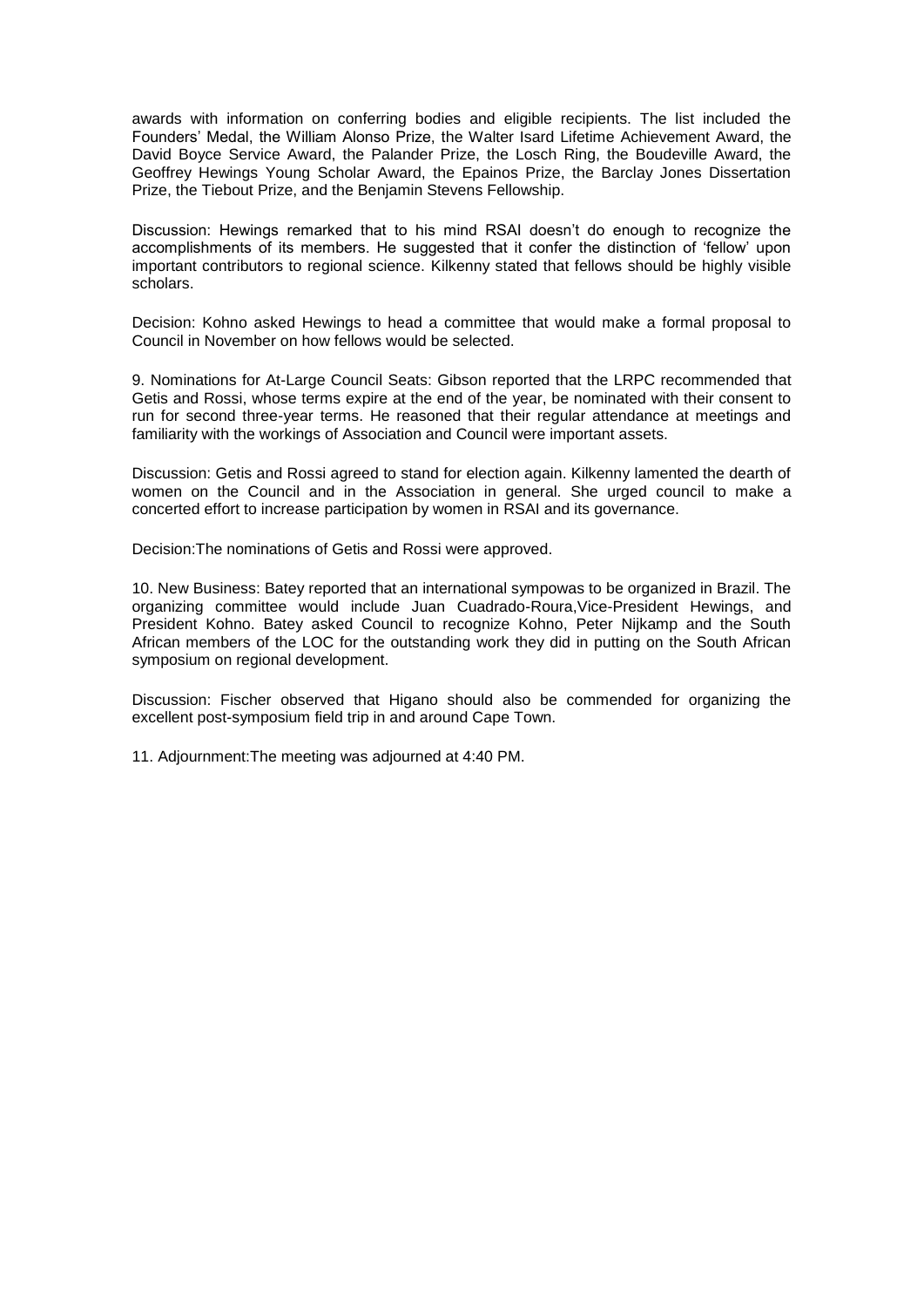awards with information on conferring bodies and eligible recipients. The list included the Founders' Medal, the William Alonso Prize, the Walter Isard Lifetime Achievement Award, the David Boyce Service Award, the Palander Prize, the Losch Ring, the Boudeville Award, the Geoffrey Hewings Young Scholar Award, the Epainos Prize, the Barclay Jones Dissertation Prize, the Tiebout Prize, and the Benjamin Stevens Fellowship.

Discussion: Hewings remarked that to his mind RSAI doesn't do enough to recognize the accomplishments of its members. He suggested that it confer the distinction of 'fellow' upon important contributors to regional science. Kilkenny stated that fellows should be highly visible scholars.

Decision: Kohno asked Hewings to head a committee that would make a formal proposal to Council in November on how fellows would be selected.

9. Nominations for At-Large Council Seats: Gibson reported that the LRPC recommended that Getis and Rossi, whose terms expire at the end of the year, be nominated with their consent to run for second three-year terms. He reasoned that their regular attendance at meetings and familiarity with the workings of Association and Council were important assets.

Discussion: Getis and Rossi agreed to stand for election again. Kilkenny lamented the dearth of women on the Council and in the Association in general. She urged council to make a concerted effort to increase participation by women in RSAI and its governance.

Decision:The nominations of Getis and Rossi were approved.

10. New Business: Batey reported that an international sympowas to be organized in Brazil. The organizing committee would include Juan Cuadrado-Roura,Vice-President Hewings, and President Kohno. Batey asked Council to recognize Kohno, Peter Nijkamp and the South African members of the LOC for the outstanding work they did in putting on the South African symposium on regional development.

Discussion: Fischer observed that Higano should also be commended for organizing the excellent post-symposium field trip in and around Cape Town.

11. Adjournment:The meeting was adjourned at 4:40 PM.